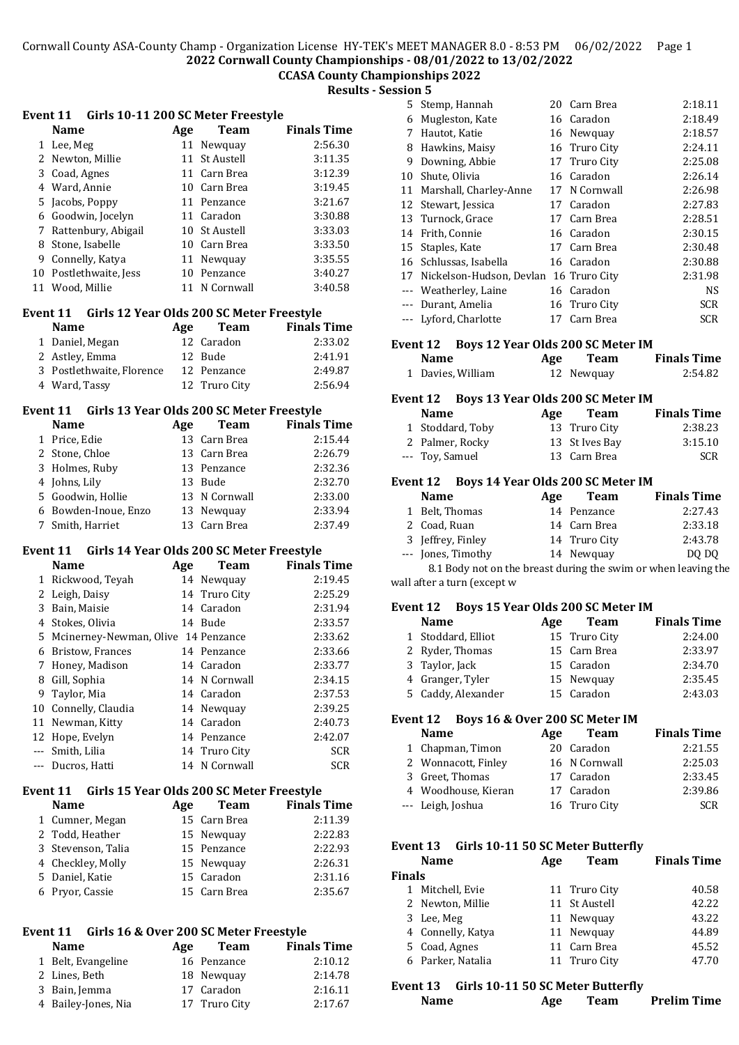Cornwall County ASA-County Champ - Organization License HY-TEK's MEET MANAGER 8.0 - 8:53 PM 06/02/2022 Page 1

# 2022 Cornwall County Championships - 08/01/2022 to 13/02/2022

## CCASA County Championships 2022

### Results - Session 5

#### Event 11 Girls 10-11 200 SC Meter Freestyle

| | Name | Age | Team | Finals Time |
|---|---|---|---|---|
| 1 | Lee, Meg | 11 | Newquay | 2:56.30 |
| 2 | Newton, Millie | 11 | St Austell | 3:11.35 |
| 3 | Coad, Agnes | 11 | Carn Brea | 3:12.39 |
| 4 | Ward, Annie | 10 | Carn Brea | 3:19.45 |
| 5 | Jacobs, Poppy | 11 | Penzance | 3:21.67 |
| 6 | Goodwin, Jocelyn | 11 | Caradon | 3:30.88 |
| 7 | Rattenbury, Abigail | 10 | St Austell | 3:33.03 |
| 8 | Stone, Isabelle | 10 | Carn Brea | 3:33.50 |
| 9 | Connelly, Katya | 11 | Newquay | 3:35.55 |
| 10 | Postlethwaite, Jess | 10 | Penzance | 3:40.27 |
| 11 | Wood, Millie | 11 | N Cornwall | 3:40.58 |

#### Event 11 Girls 12 Year Olds 200 SC Meter Freestyle

| | Name | Age | Team | Finals Time |
|---|---|---|---|---|
| 1 | Daniel, Megan | 12 | Caradon | 2:33.02 |
| 2 | Astley, Emma | 12 | Bude | 2:41.91 |
| 3 | Postlethwaite, Florence | 12 | Penzance | 2:49.87 |
| 4 | Ward, Tassy | 12 | Truro City | 2:56.94 |

#### Event 11 Girls 13 Year Olds 200 SC Meter Freestyle

| | Name | Age | Team | Finals Time |
|---|---|---|---|---|
| 1 | Price, Edie | 13 | Carn Brea | 2:15.44 |
| 2 | Stone, Chloe | 13 | Carn Brea | 2:26.79 |
| 3 | Holmes, Ruby | 13 | Penzance | 2:32.36 |
| 4 | Johns, Lily | 13 | Bude | 2:32.70 |
| 5 | Goodwin, Hollie | 13 | N Cornwall | 2:33.00 |
| 6 | Bowden-Inoue, Enzo | 13 | Newquay | 2:33.94 |
| 7 | Smith, Harriet | 13 | Carn Brea | 2:37.49 |

#### Event 11 Girls 14 Year Olds 200 SC Meter Freestyle

| | Name | Age | Team | Finals Time |
|---|---|---|---|---|
| 1 | Rickwood, Teyah | 14 | Newquay | 2:19.45 |
| 2 | Leigh, Daisy | 14 | Truro City | 2:25.29 |
| 3 | Bain, Maisie | 14 | Caradon | 2:31.94 |
| 4 | Stokes, Olivia | 14 | Bude | 2:33.57 |
| 5 | Mcinerney-Newman, Olive | 14 | Penzance | 2:33.62 |
| 6 | Bristow, Frances | 14 | Penzance | 2:33.66 |
| 7 | Honey, Madison | 14 | Caradon | 2:33.77 |
| 8 | Gill, Sophia | 14 | N Cornwall | 2:34.15 |
| 9 | Taylor, Mia | 14 | Caradon | 2:37.53 |
| 10 | Connelly, Claudia | 14 | Newquay | 2:39.25 |
| 11 | Newman, Kitty | 14 | Caradon | 2:40.73 |
| 12 | Hope, Evelyn | 14 | Penzance | 2:42.07 |
| --- | Smith, Lilia | 14 | Truro City | SCR |
| --- | Ducros, Hatti | 14 | N Cornwall | SCR |

#### Event 11 Girls 15 Year Olds 200 SC Meter Freestyle

| | Name | Age | Team | Finals Time |
|---|---|---|---|---|
| 1 | Cumner, Megan | 15 | Carn Brea | 2:11.39 |
| 2 | Todd, Heather | 15 | Newquay | 2:22.83 |
| 3 | Stevenson, Talia | 15 | Penzance | 2:22.93 |
| 4 | Checkley, Molly | 15 | Newquay | 2:26.31 |
| 5 | Daniel, Katie | 15 | Caradon | 2:31.16 |
| 6 | Pryor, Cassie | 15 | Carn Brea | 2:35.67 |

#### Event 11 Girls 16 & Over 200 SC Meter Freestyle

| | Name | Age | Team | Finals Time |
|---|---|---|---|---|
| 1 | Belt, Evangeline | 16 | Penzance | 2:10.12 |
| 2 | Lines, Beth | 18 | Newquay | 2:14.78 |
| 3 | Bain, Jemma | 17 | Caradon | 2:16.11 |
| 4 | Bailey-Jones, Nia | 17 | Truro City | 2:17.67 |
| 5 | Stemp, Hannah | 20 | Carn Brea | 2:18.11 |
| 6 | Mugleston, Kate | 16 | Caradon | 2:18.49 |
| 7 | Hautot, Katie | 16 | Newquay | 2:18.57 |
| 8 | Hawkins, Maisy | 16 | Truro City | 2:24.11 |
| 9 | Downing, Abbie | 17 | Truro City | 2:25.08 |
| 10 | Shute, Olivia | 16 | Caradon | 2:26.14 |
| 11 | Marshall, Charley-Anne | 17 | N Cornwall | 2:26.98 |
| 12 | Stewart, Jessica | 17 | Caradon | 2:27.83 |
| 13 | Turnock, Grace | 17 | Carn Brea | 2:28.51 |
| 14 | Frith, Connie | 16 | Caradon | 2:30.15 |
| 15 | Staples, Kate | 17 | Carn Brea | 2:30.48 |
| 16 | Schlussas, Isabella | 16 | Caradon | 2:30.88 |
| 17 | Nickelson-Hudson, Devlan | 16 | Truro City | 2:31.98 |
| --- | Weatherley, Laine | 16 | Caradon | NS |
| --- | Durant, Amelia | 16 | Truro City | SCR |
| --- | Lyford, Charlotte | 17 | Carn Brea | SCR |

#### Event 12 Boys 12 Year Olds 200 SC Meter IM

| | Name | Age | Team | Finals Time |
|---|---|---|---|---|
| 1 | Davies, William | 12 | Newquay | 2:54.82 |

#### Event 12 Boys 13 Year Olds 200 SC Meter IM

| | Name | Age | Team | Finals Time |
|---|---|---|---|---|
| 1 | Stoddard, Toby | 13 | Truro City | 2:38.23 |
| 2 | Palmer, Rocky | 13 | St Ives Bay | 3:15.10 |
| --- | Toy, Samuel | 13 | Carn Brea | SCR |

#### Event 12 Boys 14 Year Olds 200 SC Meter IM

| | Name | Age | Team | Finals Time |
|---|---|---|---|---|
| 1 | Belt, Thomas | 14 | Penzance | 2:27.43 |
| 2 | Coad, Ruan | 14 | Carn Brea | 2:33.18 |
| 3 | Jeffrey, Finley | 14 | Truro City | 2:43.78 |
| --- | Jones, Timothy | 14 | Newquay | DQ DQ |

8.1 Body not on the breast during the swim or when leaving the wall after a turn (except w

#### Event 12 Boys 15 Year Olds 200 SC Meter IM

| | Name | Age | Team | Finals Time |
|---|---|---|---|---|
| 1 | Stoddard, Elliot | 15 | Truro City | 2:24.00 |
| 2 | Ryder, Thomas | 15 | Carn Brea | 2:33.97 |
| 3 | Taylor, Jack | 15 | Caradon | 2:34.70 |
| 4 | Granger, Tyler | 15 | Newquay | 2:35.45 |
| 5 | Caddy, Alexander | 15 | Caradon | 2:43.03 |

#### Event 12 Boys 16 & Over 200 SC Meter IM

| | Name | Age | Team | Finals Time |
|---|---|---|---|---|
| 1 | Chapman, Timon | 20 | Caradon | 2:21.55 |
| 2 | Wonnacott, Finley | 16 | N Cornwall | 2:25.03 |
| 3 | Greet, Thomas | 17 | Caradon | 2:33.45 |
| 4 | Woodhouse, Kieran | 17 | Caradon | 2:39.86 |
| --- | Leigh, Joshua | 16 | Truro City | SCR |

#### Event 13 Girls 10-11 50 SC Meter Butterfly

**Finals**

| | Name | Age | Team | Finals Time |
|---|---|---|---|---|
| 1 | Mitchell, Evie | 11 | Truro City | 40.58 |
| 2 | Newton, Millie | 11 | St Austell | 42.22 |
| 3 | Lee, Meg | 11 | Newquay | 43.22 |
| 4 | Connelly, Katya | 11 | Newquay | 44.89 |
| 5 | Coad, Agnes | 11 | Carn Brea | 45.52 |
| 6 | Parker, Natalia | 11 | Truro City | 47.70 |

#### Event 13 Girls 10-11 50 SC Meter Butterfly

| Name | Age | Team | Prelim Time |
|---|---|---|---|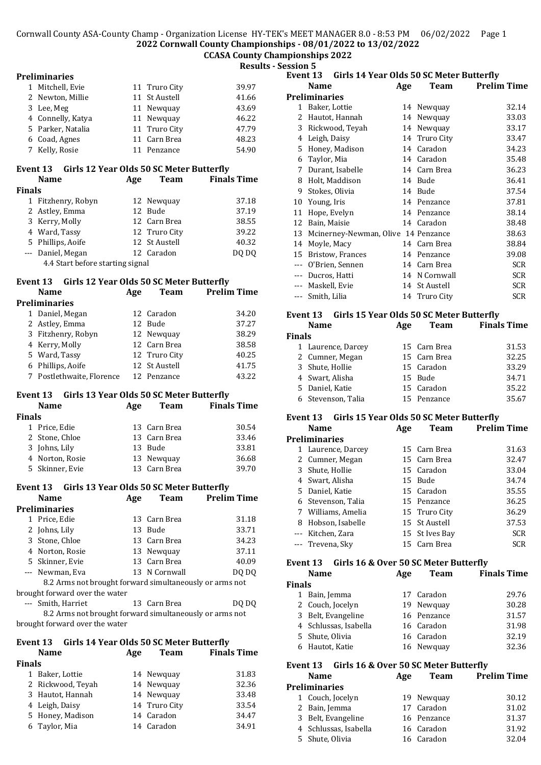## 2022 Cornwall County Championships - 08/01/2022 to 13/02/2022

### CCASA County Championships 2022

### Results - Session 5

**Preliminaries**

| | Name | Age | Team | Prelim Time |
|---|---|---|---|---|
| 1 | Mitchell, Evie | 11 | Truro City | 39.97 |
| 2 | Newton, Millie | 11 | St Austell | 41.66 |
| 3 | Lee, Meg | 11 | Newquay | 43.69 |
| 4 | Connelly, Katya | 11 | Newquay | 46.22 |
| 5 | Parker, Natalia | 11 | Truro City | 47.79 |
| 6 | Coad, Agnes | 11 | Carn Brea | 48.23 |
| 7 | Kelly, Rosie | 11 | Penzance | 54.90 |

**Event 13 Girls 12 Year Olds 50 SC Meter Butterfly**

| | Name | Age | Team | Finals Time |
|---|---|---|---|---|
| **Finals** | | | | |
| 1 | Fitzhenry, Robyn | 12 | Newquay | 37.18 |
| 2 | Astley, Emma | 12 | Bude | 37.19 |
| 3 | Kerry, Molly | 12 | Carn Brea | 38.55 |
| 4 | Ward, Tassy | 12 | Truro City | 39.22 |
| 5 | Phillips, Aoife | 12 | St Austell | 40.32 |
| --- | Daniel, Megan | 12 | Caradon | DQ DQ |

4.4 Start before starting signal

**Event 13 Girls 12 Year Olds 50 SC Meter Butterfly**

| | Name | Age | Team | Prelim Time |
|---|---|---|---|---|
| **Preliminaries** | | | | |
| 1 | Daniel, Megan | 12 | Caradon | 34.20 |
| 2 | Astley, Emma | 12 | Bude | 37.27 |
| 3 | Fitzhenry, Robyn | 12 | Newquay | 38.29 |
| 4 | Kerry, Molly | 12 | Carn Brea | 38.58 |
| 5 | Ward, Tassy | 12 | Truro City | 40.25 |
| 6 | Phillips, Aoife | 12 | St Austell | 41.75 |
| 7 | Postlethwaite, Florence | 12 | Penzance | 43.22 |

**Event 13 Girls 13 Year Olds 50 SC Meter Butterfly**

| | Name | Age | Team | Finals Time |
|---|---|---|---|---|
| **Finals** | | | | |
| 1 | Price, Edie | 13 | Carn Brea | 30.54 |
| 2 | Stone, Chloe | 13 | Carn Brea | 33.46 |
| 3 | Johns, Lily | 13 | Bude | 33.81 |
| 4 | Norton, Rosie | 13 | Newquay | 36.68 |
| 5 | Skinner, Evie | 13 | Carn Brea | 39.70 |

**Event 13 Girls 13 Year Olds 50 SC Meter Butterfly**

| | Name | Age | Team | Prelim Time |
|---|---|---|---|---|
| **Preliminaries** | | | | |
| 1 | Price, Edie | 13 | Carn Brea | 31.18 |
| 2 | Johns, Lily | 13 | Bude | 33.71 |
| 3 | Stone, Chloe | 13 | Carn Brea | 34.23 |
| 4 | Norton, Rosie | 13 | Newquay | 37.11 |
| 5 | Skinner, Evie | 13 | Carn Brea | 40.09 |
| --- | Newman, Eva | 13 | N Cornwall | DQ DQ |
| | 8.2 Arms not brought forward simultaneously or arms not brought forward over the water | | | |
| --- | Smith, Harriet | 13 | Carn Brea | DQ DQ |
| | 8.2 Arms not brought forward simultaneously or arms not brought forward over the water | | | |

**Event 13 Girls 14 Year Olds 50 SC Meter Butterfly**

| | Name | Age | Team | Finals Time |
|---|---|---|---|---|
| **Finals** | | | | |
| 1 | Baker, Lottie | 14 | Newquay | 31.83 |
| 2 | Rickwood, Teyah | 14 | Newquay | 32.36 |
| 3 | Hautot, Hannah | 14 | Newquay | 33.48 |
| 4 | Leigh, Daisy | 14 | Truro City | 33.54 |
| 5 | Honey, Madison | 14 | Caradon | 34.47 |
| 6 | Taylor, Mia | 14 | Caradon | 34.91 |

**Event 13 Girls 14 Year Olds 50 SC Meter Butterfly**

| | Name | Age | Team | Prelim Time |
|---|---|---|---|---|
| **Preliminaries** | | | | |
| 1 | Baker, Lottie | 14 | Newquay | 32.14 |
| 2 | Hautot, Hannah | 14 | Newquay | 33.03 |
| 3 | Rickwood, Teyah | 14 | Newquay | 33.17 |
| 4 | Leigh, Daisy | 14 | Truro City | 33.47 |
| 5 | Honey, Madison | 14 | Caradon | 34.23 |
| 6 | Taylor, Mia | 14 | Caradon | 35.48 |
| 7 | Durant, Isabelle | 14 | Carn Brea | 36.23 |
| 8 | Holt, Maddison | 14 | Bude | 36.41 |
| 9 | Stokes, Olivia | 14 | Bude | 37.54 |
| 10 | Young, Iris | 14 | Penzance | 37.81 |
| 11 | Hope, Evelyn | 14 | Penzance | 38.14 |
| 12 | Bain, Maisie | 14 | Caradon | 38.48 |
| 13 | Mcinerney-Newman, Olive | 14 | Penzance | 38.63 |
| 14 | Moyle, Macy | 14 | Carn Brea | 38.84 |
| 15 | Bristow, Frances | 14 | Penzance | 39.08 |
| --- | O'Brien, Sennen | 14 | Carn Brea | SCR |
| --- | Ducros, Hatti | 14 | N Cornwall | SCR |
| --- | Maskell, Evie | 14 | St Austell | SCR |
| --- | Smith, Lilia | 14 | Truro City | SCR |

**Event 13 Girls 15 Year Olds 50 SC Meter Butterfly**

| | Name | Age | Team | Finals Time |
|---|---|---|---|---|
| **Finals** | | | | |
| 1 | Laurence, Darcey | 15 | Carn Brea | 31.53 |
| 2 | Cumner, Megan | 15 | Carn Brea | 32.25 |
| 3 | Shute, Hollie | 15 | Caradon | 33.29 |
| 4 | Swart, Alisha | 15 | Bude | 34.71 |
| 5 | Daniel, Katie | 15 | Caradon | 35.22 |
| 6 | Stevenson, Talia | 15 | Penzance | 35.67 |

**Event 13 Girls 15 Year Olds 50 SC Meter Butterfly**

| | Name | Age | Team | Prelim Time |
|---|---|---|---|---|
| **Preliminaries** | | | | |
| 1 | Laurence, Darcey | 15 | Carn Brea | 31.63 |
| 2 | Cumner, Megan | 15 | Carn Brea | 32.47 |
| 3 | Shute, Hollie | 15 | Caradon | 33.04 |
| 4 | Swart, Alisha | 15 | Bude | 34.74 |
| 5 | Daniel, Katie | 15 | Caradon | 35.55 |
| 6 | Stevenson, Talia | 15 | Penzance | 36.25 |
| 7 | Williams, Amelia | 15 | Truro City | 36.29 |
| 8 | Hobson, Isabelle | 15 | St Austell | 37.53 |
| --- | Kitchen, Zara | 15 | St Ives Bay | SCR |
| --- | Trevena, Sky | 15 | Carn Brea | SCR |

**Event 13 Girls 16 & Over 50 SC Meter Butterfly**

| | Name | Age | Team | Finals Time |
|---|---|---|---|---|
| **Finals** | | | | |
| 1 | Bain, Jemma | 17 | Caradon | 29.76 |
| 2 | Couch, Jocelyn | 19 | Newquay | 30.28 |
| 3 | Belt, Evangeline | 16 | Penzance | 31.57 |
| 4 | Schlussas, Isabella | 16 | Caradon | 31.98 |
| 5 | Shute, Olivia | 16 | Caradon | 32.19 |
| 6 | Hautot, Katie | 16 | Newquay | 32.36 |

**Event 13 Girls 16 & Over 50 SC Meter Butterfly**

| | Name | Age | Team | Prelim Time |
|---|---|---|---|---|
| **Preliminaries** | | | | |
| 1 | Couch, Jocelyn | 19 | Newquay | 30.12 |
| 2 | Bain, Jemma | 17 | Caradon | 31.02 |
| 3 | Belt, Evangeline | 16 | Penzance | 31.37 |
| 4 | Schlussas, Isabella | 16 | Caradon | 31.92 |
| 5 | Shute, Olivia | 16 | Caradon | 32.04 |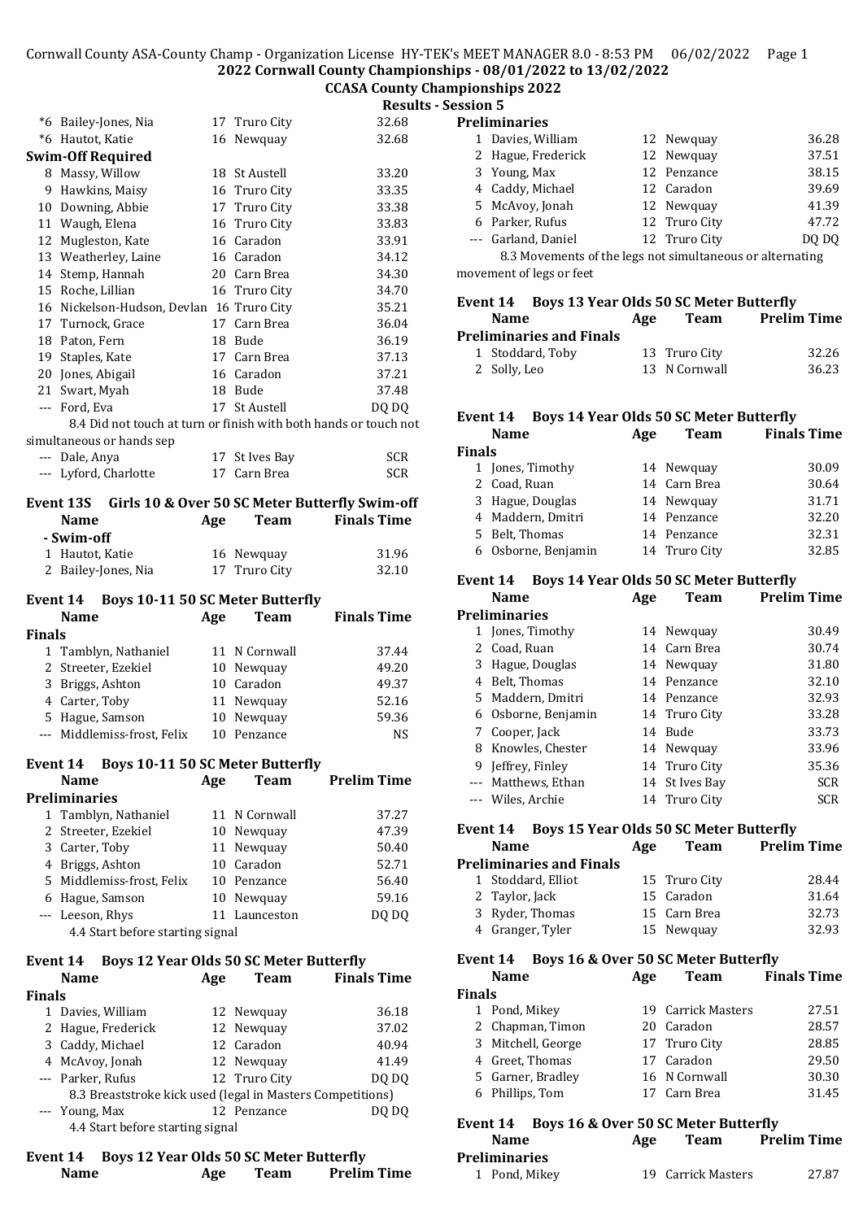## 2022 Cornwall County Championships - 08/01/2022 to 13/02/2022

### CCASA County Championships 2022

### Results - Session 5

| | Name | Age | Team | Time |
|---|---|---|---|---|
| *6 | Bailey-Jones, Nia | 17 | Truro City | 32.68 |
| *6 | Hautot, Katie | 16 | Newquay | 32.68 |

**Swim-Off Required**

| | Name | Age | Team | Time |
|---|---|---|---|---|
| 8 | Massy, Willow | 18 | St Austell | 33.20 |
| 9 | Hawkins, Maisy | 16 | Truro City | 33.35 |
| 10 | Downing, Abbie | 17 | Truro City | 33.38 |
| 11 | Waugh, Elena | 16 | Truro City | 33.83 |
| 12 | Mugleston, Kate | 16 | Caradon | 33.91 |
| 13 | Weatherley, Laine | 16 | Caradon | 34.12 |
| 14 | Stemp, Hannah | 20 | Carn Brea | 34.30 |
| 15 | Roche, Lillian | 16 | Truro City | 34.70 |
| 16 | Nickelson-Hudson, Devlan | 16 | Truro City | 35.21 |
| 17 | Turnock, Grace | 17 | Carn Brea | 36.04 |
| 18 | Paton, Fern | 18 | Bude | 36.19 |
| 19 | Staples, Kate | 17 | Carn Brea | 37.13 |
| 20 | Jones, Abigail | 16 | Caradon | 37.21 |
| 21 | Swart, Myah | 18 | Bude | 37.48 |
| --- | Ford, Eva | 17 | St Austell | DQ DQ |

8.4 Did not touch at turn or finish with both hands or touch not simultaneous or hands sep

| | Name | Age | Team | Time |
|---|---|---|---|---|
| --- | Dale, Anya | 17 | St Ives Bay | SCR |
| --- | Lyford, Charlotte | 17 | Carn Brea | SCR |

### Event 13S Girls 10 & Over 50 SC Meter Butterfly Swim-off

| | Name | Age | Team | Finals Time |
|---|---|---|---|---|
| **- Swim-off** | | | | |
| 1 | Hautot, Katie | 16 | Newquay | 31.96 |
| 2 | Bailey-Jones, Nia | 17 | Truro City | 32.10 |

### Event 14 Boys 10-11 50 SC Meter Butterfly

| | Name | Age | Team | Finals Time |
|---|---|---|---|---|
| **Finals** | | | | |
| 1 | Tamblyn, Nathaniel | 11 | N Cornwall | 37.44 |
| 2 | Streeter, Ezekiel | 10 | Newquay | 49.20 |
| 3 | Briggs, Ashton | 10 | Caradon | 49.37 |
| 4 | Carter, Toby | 11 | Newquay | 52.16 |
| 5 | Hague, Samson | 10 | Newquay | 59.36 |
| --- | Middlemiss-frost, Felix | 10 | Penzance | NS |

### Event 14 Boys 10-11 50 SC Meter Butterfly

| | Name | Age | Team | Prelim Time |
|---|---|---|---|---|
| **Preliminaries** | | | | |
| 1 | Tamblyn, Nathaniel | 11 | N Cornwall | 37.27 |
| 2 | Streeter, Ezekiel | 10 | Newquay | 47.39 |
| 3 | Carter, Toby | 11 | Newquay | 50.40 |
| 4 | Briggs, Ashton | 10 | Caradon | 52.71 |
| 5 | Middlemiss-frost, Felix | 10 | Penzance | 56.40 |
| 6 | Hague, Samson | 10 | Newquay | 59.16 |
| --- | Leeson, Rhys | 11 | Launceston | DQ DQ |

4.4 Start before starting signal

### Event 14 Boys 12 Year Olds 50 SC Meter Butterfly

| | Name | Age | Team | Finals Time |
|---|---|---|---|---|
| **Finals** | | | | |
| 1 | Davies, William | 12 | Newquay | 36.18 |
| 2 | Hague, Frederick | 12 | Newquay | 37.02 |
| 3 | Caddy, Michael | 12 | Caradon | 40.94 |
| 4 | McAvoy, Jonah | 12 | Newquay | 41.49 |
| --- | Parker, Rufus | 12 | Truro City | DQ DQ |

8.3 Breaststroke kick used (legal in Masters Competitions)

| | Name | Age | Team | Finals Time |
|---|---|---|---|---|
| --- | Young, Max | 12 | Penzance | DQ DQ |

4.4 Start before starting signal

### Event 14 Boys 12 Year Olds 50 SC Meter Butterfly

| | Name | Age | Team | Prelim Time |
|---|---|---|---|---|
| **Preliminaries** | | | | |
| 1 | Davies, William | 12 | Newquay | 36.28 |
| 2 | Hague, Frederick | 12 | Newquay | 37.51 |
| 3 | Young, Max | 12 | Penzance | 38.15 |
| 4 | Caddy, Michael | 12 | Caradon | 39.69 |
| 5 | McAvoy, Jonah | 12 | Newquay | 41.39 |
| 6 | Parker, Rufus | 12 | Truro City | 47.72 |
| --- | Garland, Daniel | 12 | Truro City | DQ DQ |

8.3 Movements of the legs not simultaneous or alternating movement of legs or feet

### Event 14 Boys 13 Year Olds 50 SC Meter Butterfly

| | Name | Age | Team | Prelim Time |
|---|---|---|---|---|
| **Preliminaries and Finals** | | | | |
| 1 | Stoddard, Toby | 13 | Truro City | 32.26 |
| 2 | Solly, Leo | 13 | N Cornwall | 36.23 |

### Event 14 Boys 14 Year Olds 50 SC Meter Butterfly

| | Name | Age | Team | Finals Time |
|---|---|---|---|---|
| **Finals** | | | | |
| 1 | Jones, Timothy | 14 | Newquay | 30.09 |
| 2 | Coad, Ruan | 14 | Carn Brea | 30.64 |
| 3 | Hague, Douglas | 14 | Newquay | 31.71 |
| 4 | Maddern, Dmitri | 14 | Penzance | 32.20 |
| 5 | Belt, Thomas | 14 | Penzance | 32.31 |
| 6 | Osborne, Benjamin | 14 | Truro City | 32.85 |

### Event 14 Boys 14 Year Olds 50 SC Meter Butterfly

| | Name | Age | Team | Prelim Time |
|---|---|---|---|---|
| **Preliminaries** | | | | |
| 1 | Jones, Timothy | 14 | Newquay | 30.49 |
| 2 | Coad, Ruan | 14 | Carn Brea | 30.74 |
| 3 | Hague, Douglas | 14 | Newquay | 31.80 |
| 4 | Belt, Thomas | 14 | Penzance | 32.10 |
| 5 | Maddern, Dmitri | 14 | Penzance | 32.93 |
| 6 | Osborne, Benjamin | 14 | Truro City | 33.28 |
| 7 | Cooper, Jack | 14 | Bude | 33.73 |
| 8 | Knowles, Chester | 14 | Newquay | 33.96 |
| 9 | Jeffrey, Finley | 14 | Truro City | 35.36 |
| --- | Matthews, Ethan | 14 | St Ives Bay | SCR |
| --- | Wiles, Archie | 14 | Truro City | SCR |

### Event 14 Boys 15 Year Olds 50 SC Meter Butterfly

| | Name | Age | Team | Prelim Time |
|---|---|---|---|---|
| **Preliminaries and Finals** | | | | |
| 1 | Stoddard, Elliot | 15 | Truro City | 28.44 |
| 2 | Taylor, Jack | 15 | Caradon | 31.64 |
| 3 | Ryder, Thomas | 15 | Carn Brea | 32.73 |
| 4 | Granger, Tyler | 15 | Newquay | 32.93 |

### Event 14 Boys 16 & Over 50 SC Meter Butterfly

| | Name | Age | Team | Finals Time |
|---|---|---|---|---|
| **Finals** | | | | |
| 1 | Pond, Mikey | 19 | Carrick Masters | 27.51 |
| 2 | Chapman, Timon | 20 | Caradon | 28.57 |
| 3 | Mitchell, George | 17 | Truro City | 28.85 |
| 4 | Greet, Thomas | 17 | Caradon | 29.50 |
| 5 | Garner, Bradley | 16 | N Cornwall | 30.30 |
| 6 | Phillips, Tom | 17 | Carn Brea | 31.45 |

### Event 14 Boys 16 & Over 50 SC Meter Butterfly

| | Name | Age | Team | Prelim Time |
|---|---|---|---|---|
| **Preliminaries** | | | | |
| 1 | Pond, Mikey | 19 | Carrick Masters | 27.87 |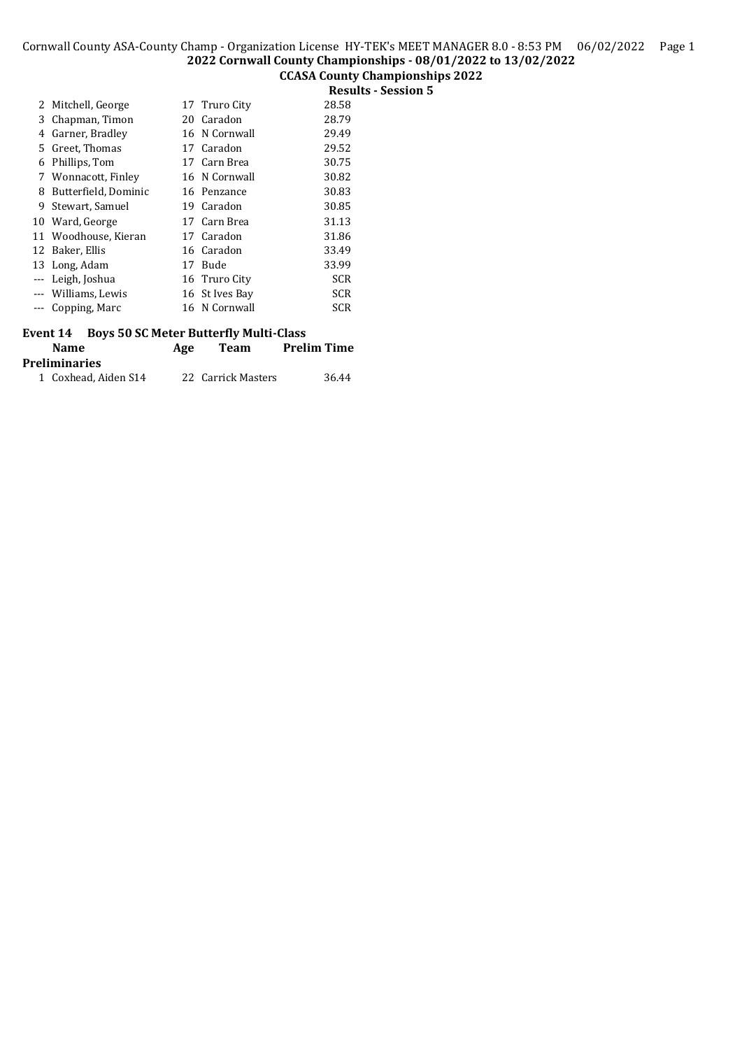**2022 Cornwall County Championships - 08/01/2022 to 13/02/2022**

**CCASA County Championships 2022**

**Results - Session 5**

| | | | | |
|---|---|---|---|---|
| 2 | Mitchell, George | 17 | Truro City | 28.58 |
| 3 | Chapman, Timon | 20 | Caradon | 28.79 |
| 4 | Garner, Bradley | 16 | N Cornwall | 29.49 |
| 5 | Greet, Thomas | 17 | Caradon | 29.52 |
| 6 | Phillips, Tom | 17 | Carn Brea | 30.75 |
| 7 | Wonnacott, Finley | 16 | N Cornwall | 30.82 |
| 8 | Butterfield, Dominic | 16 | Penzance | 30.83 |
| 9 | Stewart, Samuel | 19 | Caradon | 30.85 |
| 10 | Ward, George | 17 | Carn Brea | 31.13 |
| 11 | Woodhouse, Kieran | 17 | Caradon | 31.86 |
| 12 | Baker, Ellis | 16 | Caradon | 33.49 |
| 13 | Long, Adam | 17 | Bude | 33.99 |
| --- | Leigh, Joshua | 16 | Truro City | SCR |
| --- | Williams, Lewis | 16 | St Ives Bay | SCR |
| --- | Copping, Marc | 16 | N Cornwall | SCR |

### Event 14 Boys 50 SC Meter Butterfly Multi-Class

| | Name | Age | Team | Prelim Time |
|---|---|---|---|---|
| **Preliminaries** | | | | |
| 1 | Coxhead, Aiden S14 | 22 | Carrick Masters | 36.44 |